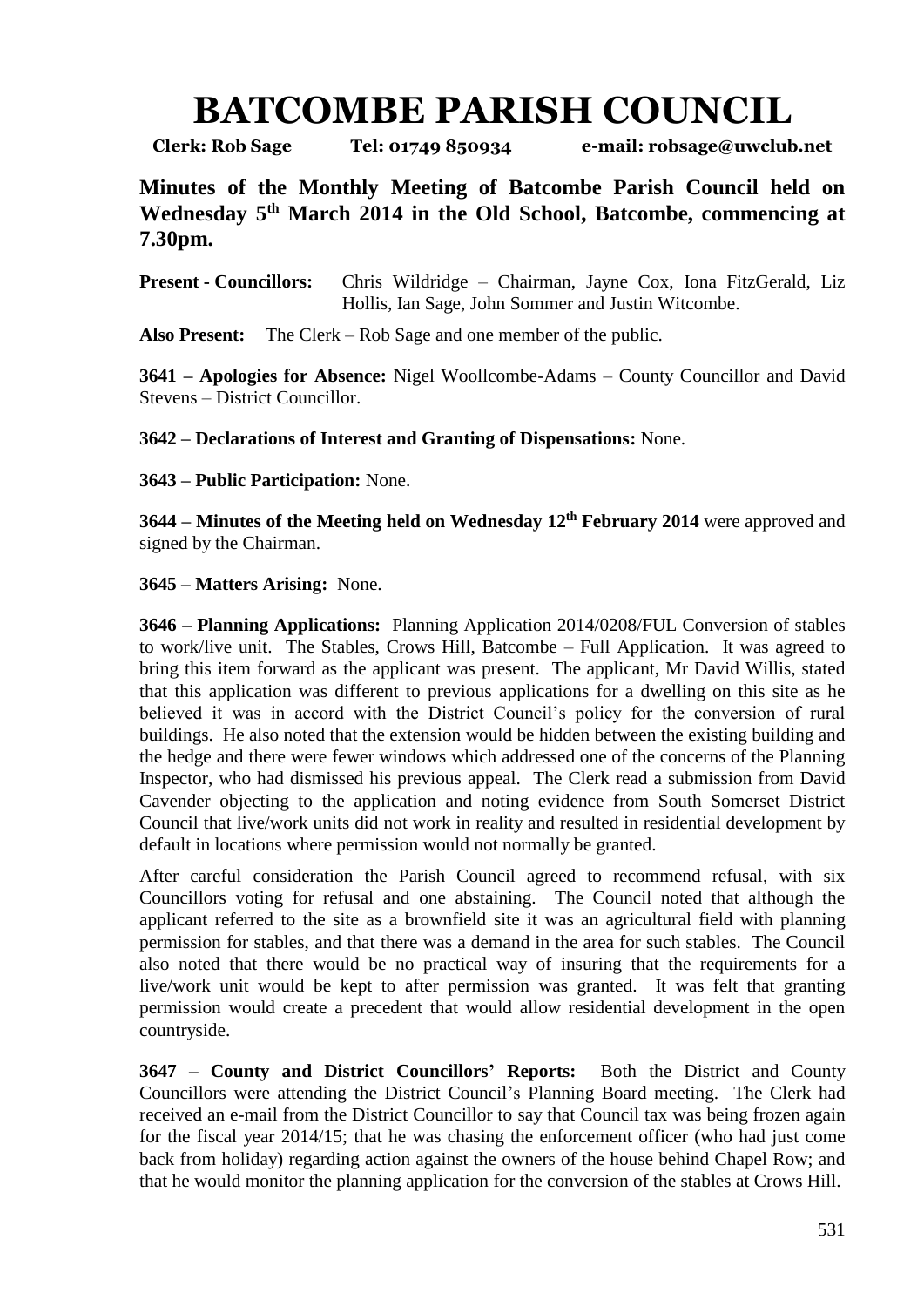# BATCOMBE PARISH COUNCIL

**Clerk: Rob Sage Tel: 01749 850934 e-mail: robsage@uwclub.net**

## Minutes of the Monthly Meeting of Batcombe Parish Council held on Wednesday 5th March 2014 in the Old School, Batcombe, commencing at 7.30pm.

**Present - Councillors:** Chris Wildridge – Chairman, Jayne Cox, Iona FitzGerald, Liz Hollis, Ian Sage, John Sommer and Justin Witcombe.

**Also Present:** The Clerk – Rob Sage and one member of the public.

**3641 – Apologies for Absence:** Nigel Woollcombe-Adams – County Councillor and David Stevens – District Councillor.

**3642 – Declarations of Interest and Granting of Dispensations:** None.

**3643 – Public Participation:** None.

**3644 – Minutes of the Meeting held on Wednesday 12th February 2014** were approved and signed by the Chairman.

**3645 – Matters Arising:** None.

**3646 – Planning Applications:** Planning Application 2014/0208/FUL Conversion of stables to work/live unit. The Stables, Crows Hill, Batcombe – Full Application. It was agreed to bring this item forward as the applicant was present. The applicant, Mr David Willis, stated that this application was different to previous applications for a dwelling on this site as he believed it was in accord with the District Council's policy for the conversion of rural buildings. He also noted that the extension would be hidden between the existing building and the hedge and there were fewer windows which addressed one of the concerns of the Planning Inspector, who had dismissed his previous appeal. The Clerk read a submission from David Cavender objecting to the application and noting evidence from South Somerset District Council that live/work units did not work in reality and resulted in residential development by default in locations where permission would not normally be granted.

After careful consideration the Parish Council agreed to recommend refusal, with six Councillors voting for refusal and one abstaining. The Council noted that although the applicant referred to the site as a brownfield site it was an agricultural field with planning permission for stables, and that there was a demand in the area for such stables. The Council also noted that there would be no practical way of insuring that the requirements for a live/work unit would be kept to after permission was granted. It was felt that granting permission would create a precedent that would allow residential development in the open countryside.

**3647 – County and District Councillors' Reports:** Both the District and County Councillors were attending the District Council's Planning Board meeting. The Clerk had received an e-mail from the District Councillor to say that Council tax was being frozen again for the fiscal year 2014/15; that he was chasing the enforcement officer (who had just come back from holiday) regarding action against the owners of the house behind Chapel Row; and that he would monitor the planning application for the conversion of the stables at Crows Hill.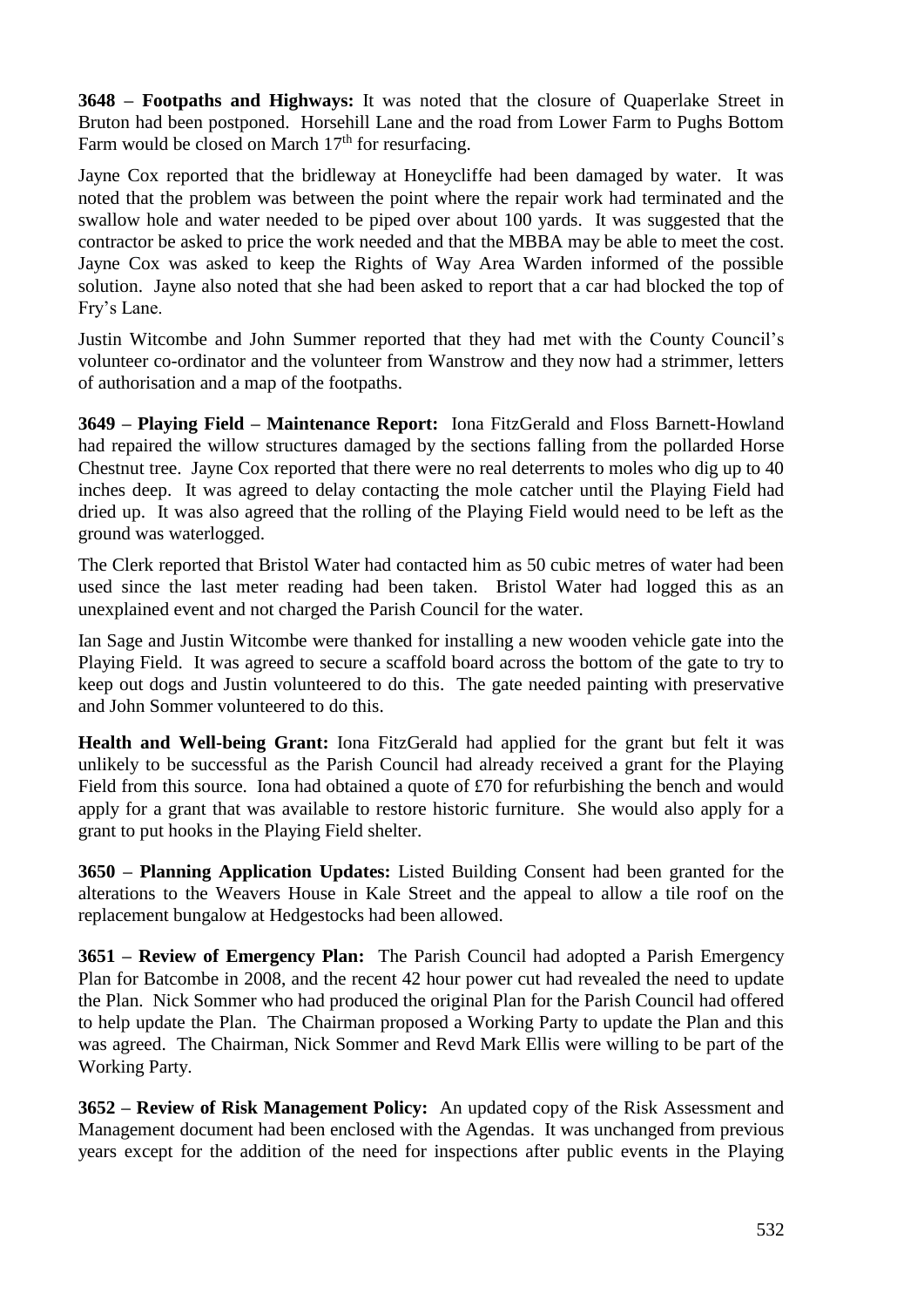**3648 – Footpaths and Highways:** It was noted that the closure of Quaperlake Street in Bruton had been postponed. Horsehill Lane and the road from Lower Farm to Pughs Bottom Farm would be closed on March 17th for resurfacing.

Jayne Cox reported that the bridleway at Honeycliffe had been damaged by water. It was noted that the problem was between the point where the repair work had terminated and the swallow hole and water needed to be piped over about 100 yards. It was suggested that the contractor be asked to price the work needed and that the MBBA may be able to meet the cost. Jayne Cox was asked to keep the Rights of Way Area Warden informed of the possible solution. Jayne also noted that she had been asked to report that a car had blocked the top of Fry's Lane.

Justin Witcombe and John Summer reported that they had met with the County Council's volunteer co-ordinator and the volunteer from Wanstrow and they now had a strimmer, letters of authorisation and a map of the footpaths.

**3649 – Playing Field – Maintenance Report:** Iona FitzGerald and Floss Barnett-Howland had repaired the willow structures damaged by the sections falling from the pollarded Horse Chestnut tree. Jayne Cox reported that there were no real deterrents to moles who dig up to 40 inches deep. It was agreed to delay contacting the mole catcher until the Playing Field had dried up. It was also agreed that the rolling of the Playing Field would need to be left as the ground was waterlogged.

The Clerk reported that Bristol Water had contacted him as 50 cubic metres of water had been used since the last meter reading had been taken. Bristol Water had logged this as an unexplained event and not charged the Parish Council for the water.

Ian Sage and Justin Witcombe were thanked for installing a new wooden vehicle gate into the Playing Field. It was agreed to secure a scaffold board across the bottom of the gate to try to keep out dogs and Justin volunteered to do this. The gate needed painting with preservative and John Sommer volunteered to do this.

**Health and Well-being Grant:** Iona FitzGerald had applied for the grant but felt it was unlikely to be successful as the Parish Council had already received a grant for the Playing Field from this source. Iona had obtained a quote of £70 for refurbishing the bench and would apply for a grant that was available to restore historic furniture. She would also apply for a grant to put hooks in the Playing Field shelter.

**3650 – Planning Application Updates:** Listed Building Consent had been granted for the alterations to the Weavers House in Kale Street and the appeal to allow a tile roof on the replacement bungalow at Hedgestocks had been allowed.

**3651 – Review of Emergency Plan:** The Parish Council had adopted a Parish Emergency Plan for Batcombe in 2008, and the recent 42 hour power cut had revealed the need to update the Plan. Nick Sommer who had produced the original Plan for the Parish Council had offered to help update the Plan. The Chairman proposed a Working Party to update the Plan and this was agreed. The Chairman, Nick Sommer and Revd Mark Ellis were willing to be part of the Working Party.

**3652 – Review of Risk Management Policy:** An updated copy of the Risk Assessment and Management document had been enclosed with the Agendas. It was unchanged from previous years except for the addition of the need for inspections after public events in the Playing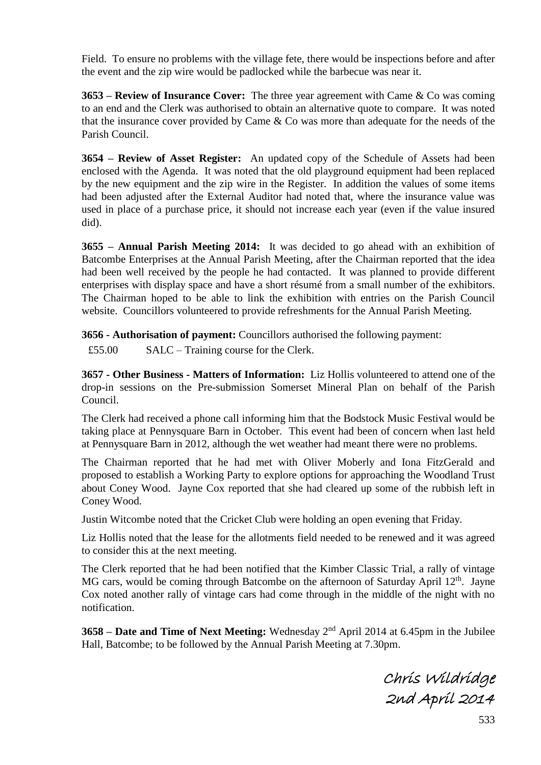Field. To ensure no problems with the village fete, there would be inspections before and after the event and the zip wire would be padlocked while the barbecue was near it.

**3653 – Review of Insurance Cover:** The three year agreement with Came & Co was coming to an end and the Clerk was authorised to obtain an alternative quote to compare. It was noted that the insurance cover provided by Came & Co was more than adequate for the needs of the Parish Council.

**3654 – Review of Asset Register:** An updated copy of the Schedule of Assets had been enclosed with the Agenda. It was noted that the old playground equipment had been replaced by the new equipment and the zip wire in the Register. In addition the values of some items had been adjusted after the External Auditor had noted that, where the insurance value was used in place of a purchase price, it should not increase each year (even if the value insured did).

**3655 – Annual Parish Meeting 2014:** It was decided to go ahead with an exhibition of Batcombe Enterprises at the Annual Parish Meeting, after the Chairman reported that the idea had been well received by the people he had contacted. It was planned to provide different enterprises with display space and have a short résumé from a small number of the exhibitors. The Chairman hoped to be able to link the exhibition with entries on the Parish Council website. Councillors volunteered to provide refreshments for the Annual Parish Meeting.

**3656 - Authorisation of payment:** Councillors authorised the following payment:

£55.00 SALC – Training course for the Clerk.

**3657 - Other Business - Matters of Information:** Liz Hollis volunteered to attend one of the drop-in sessions on the Pre-submission Somerset Mineral Plan on behalf of the Parish Council.

The Clerk had received a phone call informing him that the Bodstock Music Festival would be taking place at Pennysquare Barn in October. This event had been of concern when last held at Pennysquare Barn in 2012, although the wet weather had meant there were no problems.

The Chairman reported that he had met with Oliver Moberly and Iona FitzGerald and proposed to establish a Working Party to explore options for approaching the Woodland Trust about Coney Wood. Jayne Cox reported that she had cleared up some of the rubbish left in Coney Wood.

Justin Witcombe noted that the Cricket Club were holding an open evening that Friday.

Liz Hollis noted that the lease for the allotments field needed to be renewed and it was agreed to consider this at the next meeting.

The Clerk reported that he had been notified that the Kimber Classic Trial, a rally of vintage MG cars, would be coming through Batcombe on the afternoon of Saturday April 12th. Jayne Cox noted another rally of vintage cars had come through in the middle of the night with no notification.

**3658 – Date and Time of Next Meeting:** Wednesday 2nd April 2014 at 6.45pm in the Jubilee Hall, Batcombe; to be followed by the Annual Parish Meeting at 7.30pm.

Chris Wildridge
2nd April 2014